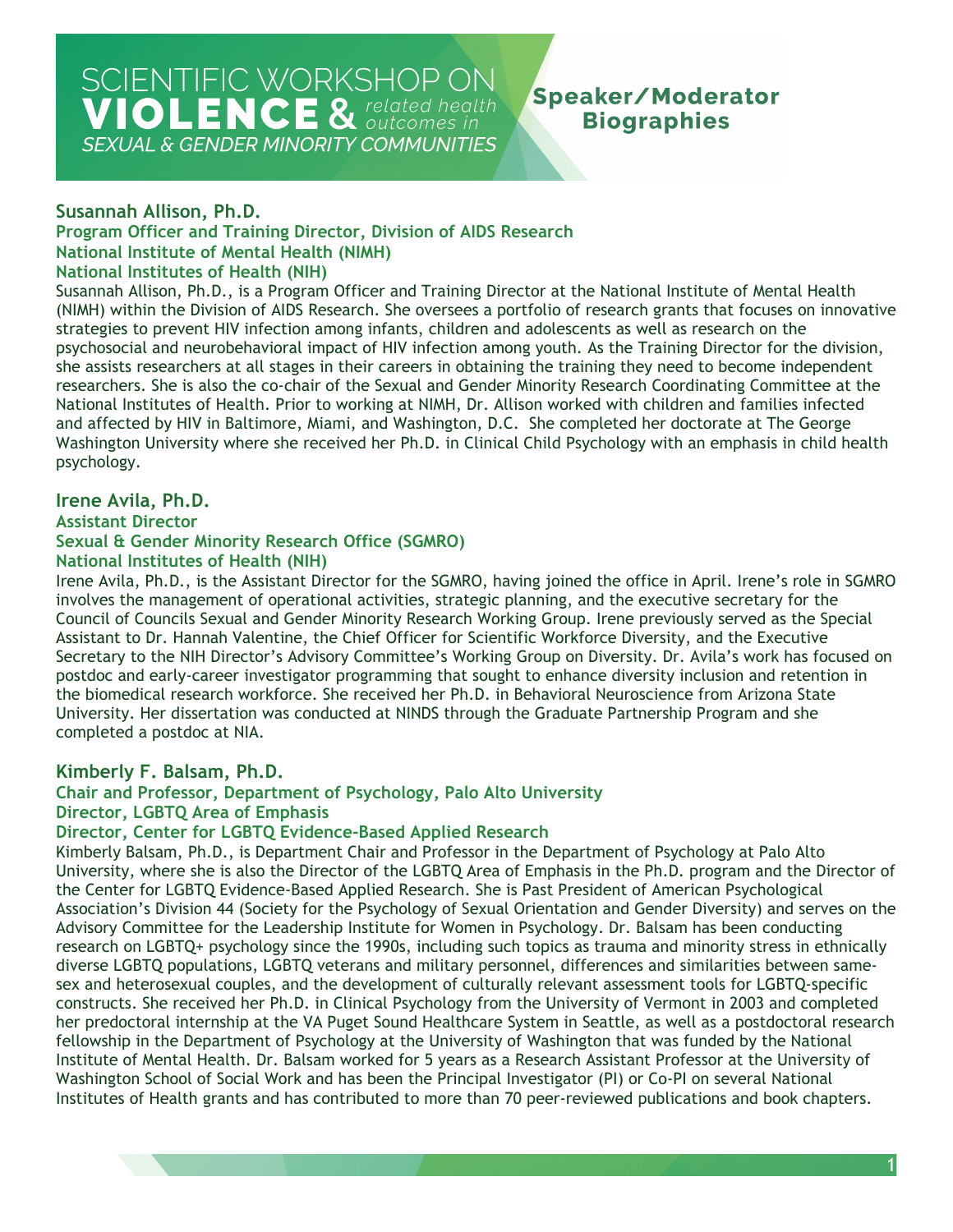# SCIENTIFIC WORKSHOP ON VIOLENCE & *related health outcomes in* *SEXUAL & GENDER MINORITY COMMUNITIES*

## Speaker/Moderator Biographies

### Susannah Allison, Ph.D.
**Program Officer and Training Director, Division of AIDS Research**
**National Institute of Mental Health (NIMH)**
**National Institutes of Health (NIH)**

Susannah Allison, Ph.D., is a Program Officer and Training Director at the National Institute of Mental Health (NIMH) within the Division of AIDS Research. She oversees a portfolio of research grants that focuses on innovative strategies to prevent HIV infection among infants, children and adolescents as well as research on the psychosocial and neurobehavioral impact of HIV infection among youth. As the Training Director for the division, she assists researchers at all stages in their careers in obtaining the training they need to become independent researchers. She is also the co-chair of the Sexual and Gender Minority Research Coordinating Committee at the National Institutes of Health. Prior to working at NIMH, Dr. Allison worked with children and families infected and affected by HIV in Baltimore, Miami, and Washington, D.C. She completed her doctorate at The George Washington University where she received her Ph.D. in Clinical Child Psychology with an emphasis in child health psychology.

### Irene Avila, Ph.D.
**Assistant Director**
**Sexual & Gender Minority Research Office (SGMRO)**
**National Institutes of Health (NIH)**

Irene Avila, Ph.D., is the Assistant Director for the SGMRO, having joined the office in April. Irene's role in SGMRO involves the management of operational activities, strategic planning, and the executive secretary for the Council of Councils Sexual and Gender Minority Research Working Group. Irene previously served as the Special Assistant to Dr. Hannah Valentine, the Chief Officer for Scientific Workforce Diversity, and the Executive Secretary to the NIH Director's Advisory Committee's Working Group on Diversity. Dr. Avila's work has focused on postdoc and early-career investigator programming that sought to enhance diversity inclusion and retention in the biomedical research workforce. She received her Ph.D. in Behavioral Neuroscience from Arizona State University. Her dissertation was conducted at NINDS through the Graduate Partnership Program and she completed a postdoc at NIA.

### Kimberly F. Balsam, Ph.D.
**Chair and Professor, Department of Psychology, Palo Alto University**
**Director, LGBTQ Area of Emphasis**
**Director, Center for LGBTQ Evidence-Based Applied Research**

Kimberly Balsam, Ph.D., is Department Chair and Professor in the Department of Psychology at Palo Alto University, where she is also the Director of the LGBTQ Area of Emphasis in the Ph.D. program and the Director of the Center for LGBTQ Evidence-Based Applied Research. She is Past President of American Psychological Association's Division 44 (Society for the Psychology of Sexual Orientation and Gender Diversity) and serves on the Advisory Committee for the Leadership Institute for Women in Psychology. Dr. Balsam has been conducting research on LGBTQ+ psychology since the 1990s, including such topics as trauma and minority stress in ethnically diverse LGBTQ populations, LGBTQ veterans and military personnel, differences and similarities between same-sex and heterosexual couples, and the development of culturally relevant assessment tools for LGBTQ-specific constructs. She received her Ph.D. in Clinical Psychology from the University of Vermont in 2003 and completed her predoctoral internship at the VA Puget Sound Healthcare System in Seattle, as well as a postdoctoral research fellowship in the Department of Psychology at the University of Washington that was funded by the National Institute of Mental Health. Dr. Balsam worked for 5 years as a Research Assistant Professor at the University of Washington School of Social Work and has been the Principal Investigator (PI) or Co-PI on several National Institutes of Health grants and has contributed to more than 70 peer-reviewed publications and book chapters.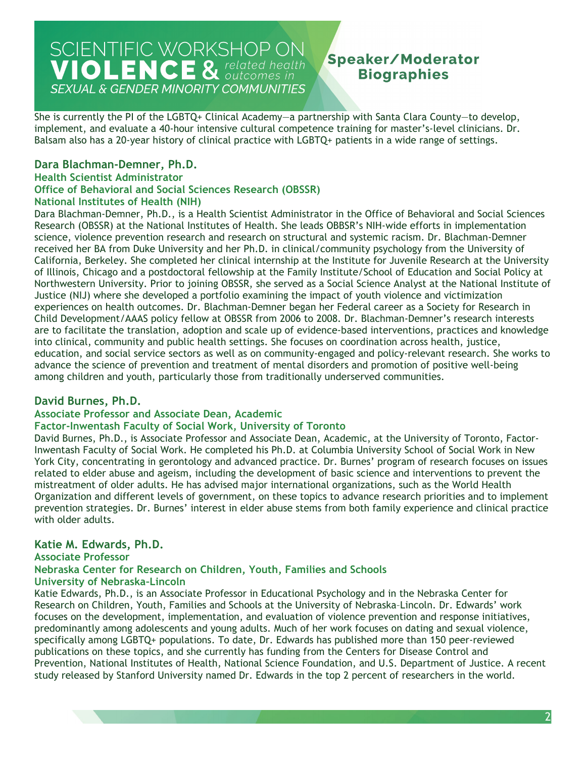She is currently the PI of the LGBTQ+ Clinical Academy—a partnership with Santa Clara County—to develop, implement, and evaluate a 40-hour intensive cultural competence training for master's-level clinicians. Dr. Balsam also has a 20-year history of clinical practice with LGBTQ+ patients in a wide range of settings.

### Dara Blachman-Demner, Ph.D.

**Health Scientist Administrator**
**Office of Behavioral and Social Sciences Research (OBSSR)**
**National Institutes of Health (NIH)**

Dara Blachman-Demner, Ph.D., is a Health Scientist Administrator in the Office of Behavioral and Social Sciences Research (OBSSR) at the National Institutes of Health. She leads OBBSR's NIH-wide efforts in implementation science, violence prevention research and research on structural and systemic racism. Dr. Blachman-Demner received her BA from Duke University and her Ph.D. in clinical/community psychology from the University of California, Berkeley. She completed her clinical internship at the Institute for Juvenile Research at the University of Illinois, Chicago and a postdoctoral fellowship at the Family Institute/School of Education and Social Policy at Northwestern University. Prior to joining OBSSR, she served as a Social Science Analyst at the National Institute of Justice (NIJ) where she developed a portfolio examining the impact of youth violence and victimization experiences on health outcomes. Dr. Blachman-Demner began her Federal career as a Society for Research in Child Development/AAAS policy fellow at OBSSR from 2006 to 2008. Dr. Blachman-Demner's research interests are to facilitate the translation, adoption and scale up of evidence-based interventions, practices and knowledge into clinical, community and public health settings. She focuses on coordination across health, justice, education, and social service sectors as well as on community-engaged and policy-relevant research. She works to advance the science of prevention and treatment of mental disorders and promotion of positive well-being among children and youth, particularly those from traditionally underserved communities.

### David Burnes, Ph.D.

**Associate Professor and Associate Dean, Academic**
**Factor-Inwentash Faculty of Social Work, University of Toronto**

David Burnes, Ph.D., is Associate Professor and Associate Dean, Academic, at the University of Toronto, Factor-Inwentash Faculty of Social Work. He completed his Ph.D. at Columbia University School of Social Work in New York City, concentrating in gerontology and advanced practice. Dr. Burnes' program of research focuses on issues related to elder abuse and ageism, including the development of basic science and interventions to prevent the mistreatment of older adults. He has advised major international organizations, such as the World Health Organization and different levels of government, on these topics to advance research priorities and to implement prevention strategies. Dr. Burnes' interest in elder abuse stems from both family experience and clinical practice with older adults.

### Katie M. Edwards, Ph.D.

**Associate Professor**
**Nebraska Center for Research on Children, Youth, Families and Schools**
**University of Nebraska-Lincoln**

Katie Edwards, Ph.D., is an Associate Professor in Educational Psychology and in the Nebraska Center for Research on Children, Youth, Families and Schools at the University of Nebraska–Lincoln. Dr. Edwards' work focuses on the development, implementation, and evaluation of violence prevention and response initiatives, predominantly among adolescents and young adults. Much of her work focuses on dating and sexual violence, specifically among LGBTQ+ populations. To date, Dr. Edwards has published more than 150 peer-reviewed publications on these topics, and she currently has funding from the Centers for Disease Control and Prevention, National Institutes of Health, National Science Foundation, and U.S. Department of Justice. A recent study released by Stanford University named Dr. Edwards in the top 2 percent of researchers in the world.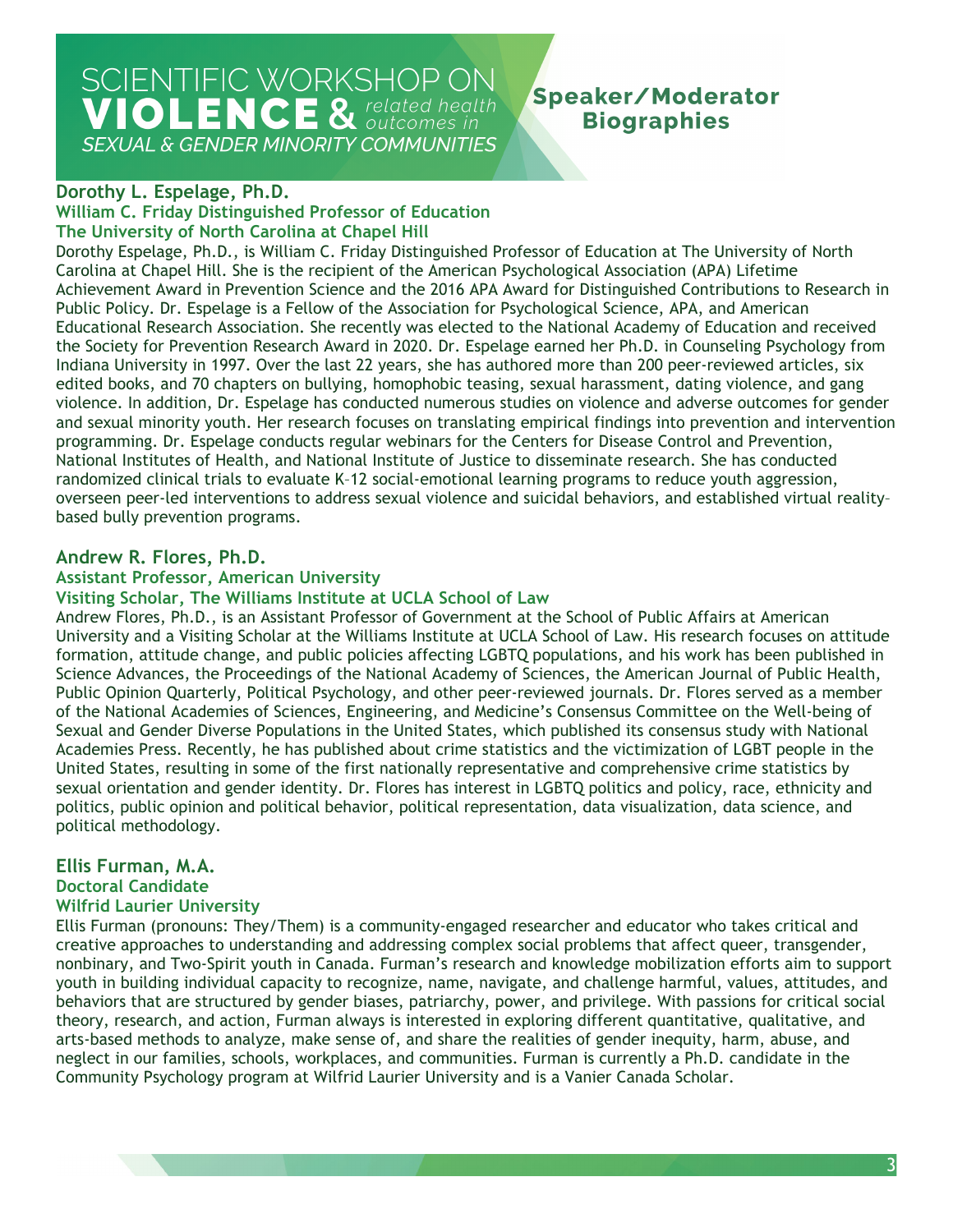# SCIENTIFIC WORKSHOP ON VIOLENCE & *related health outcomes in* *SEXUAL & GENDER MINORITY COMMUNITIES*

## Speaker/Moderator Biographies

### Dorothy L. Espelage, Ph.D.
**William C. Friday Distinguished Professor of Education**
**The University of North Carolina at Chapel Hill**

Dorothy Espelage, Ph.D., is William C. Friday Distinguished Professor of Education at The University of North Carolina at Chapel Hill. She is the recipient of the American Psychological Association (APA) Lifetime Achievement Award in Prevention Science and the 2016 APA Award for Distinguished Contributions to Research in Public Policy. Dr. Espelage is a Fellow of the Association for Psychological Science, APA, and American Educational Research Association. She recently was elected to the National Academy of Education and received the Society for Prevention Research Award in 2020. Dr. Espelage earned her Ph.D. in Counseling Psychology from Indiana University in 1997. Over the last 22 years, she has authored more than 200 peer-reviewed articles, six edited books, and 70 chapters on bullying, homophobic teasing, sexual harassment, dating violence, and gang violence. In addition, Dr. Espelage has conducted numerous studies on violence and adverse outcomes for gender and sexual minority youth. Her research focuses on translating empirical findings into prevention and intervention programming. Dr. Espelage conducts regular webinars for the Centers for Disease Control and Prevention, National Institutes of Health, and National Institute of Justice to disseminate research. She has conducted randomized clinical trials to evaluate K–12 social-emotional learning programs to reduce youth aggression, overseen peer-led interventions to address sexual violence and suicidal behaviors, and established virtual reality–based bully prevention programs.

### Andrew R. Flores, Ph.D.
**Assistant Professor, American University**
**Visiting Scholar, The Williams Institute at UCLA School of Law**

Andrew Flores, Ph.D., is an Assistant Professor of Government at the School of Public Affairs at American University and a Visiting Scholar at the Williams Institute at UCLA School of Law. His research focuses on attitude formation, attitude change, and public policies affecting LGBTQ populations, and his work has been published in Science Advances, the Proceedings of the National Academy of Sciences, the American Journal of Public Health, Public Opinion Quarterly, Political Psychology, and other peer-reviewed journals. Dr. Flores served as a member of the National Academies of Sciences, Engineering, and Medicine's Consensus Committee on the Well-being of Sexual and Gender Diverse Populations in the United States, which published its consensus study with National Academies Press. Recently, he has published about crime statistics and the victimization of LGBT people in the United States, resulting in some of the first nationally representative and comprehensive crime statistics by sexual orientation and gender identity. Dr. Flores has interest in LGBTQ politics and policy, race, ethnicity and politics, public opinion and political behavior, political representation, data visualization, data science, and political methodology.

### Ellis Furman, M.A.
**Doctoral Candidate**
**Wilfrid Laurier University**

Ellis Furman (pronouns: They/Them) is a community-engaged researcher and educator who takes critical and creative approaches to understanding and addressing complex social problems that affect queer, transgender, nonbinary, and Two-Spirit youth in Canada. Furman's research and knowledge mobilization efforts aim to support youth in building individual capacity to recognize, name, navigate, and challenge harmful, values, attitudes, and behaviors that are structured by gender biases, patriarchy, power, and privilege. With passions for critical social theory, research, and action, Furman always is interested in exploring different quantitative, qualitative, and arts-based methods to analyze, make sense of, and share the realities of gender inequity, harm, abuse, and neglect in our families, schools, workplaces, and communities. Furman is currently a Ph.D. candidate in the Community Psychology program at Wilfrid Laurier University and is a Vanier Canada Scholar.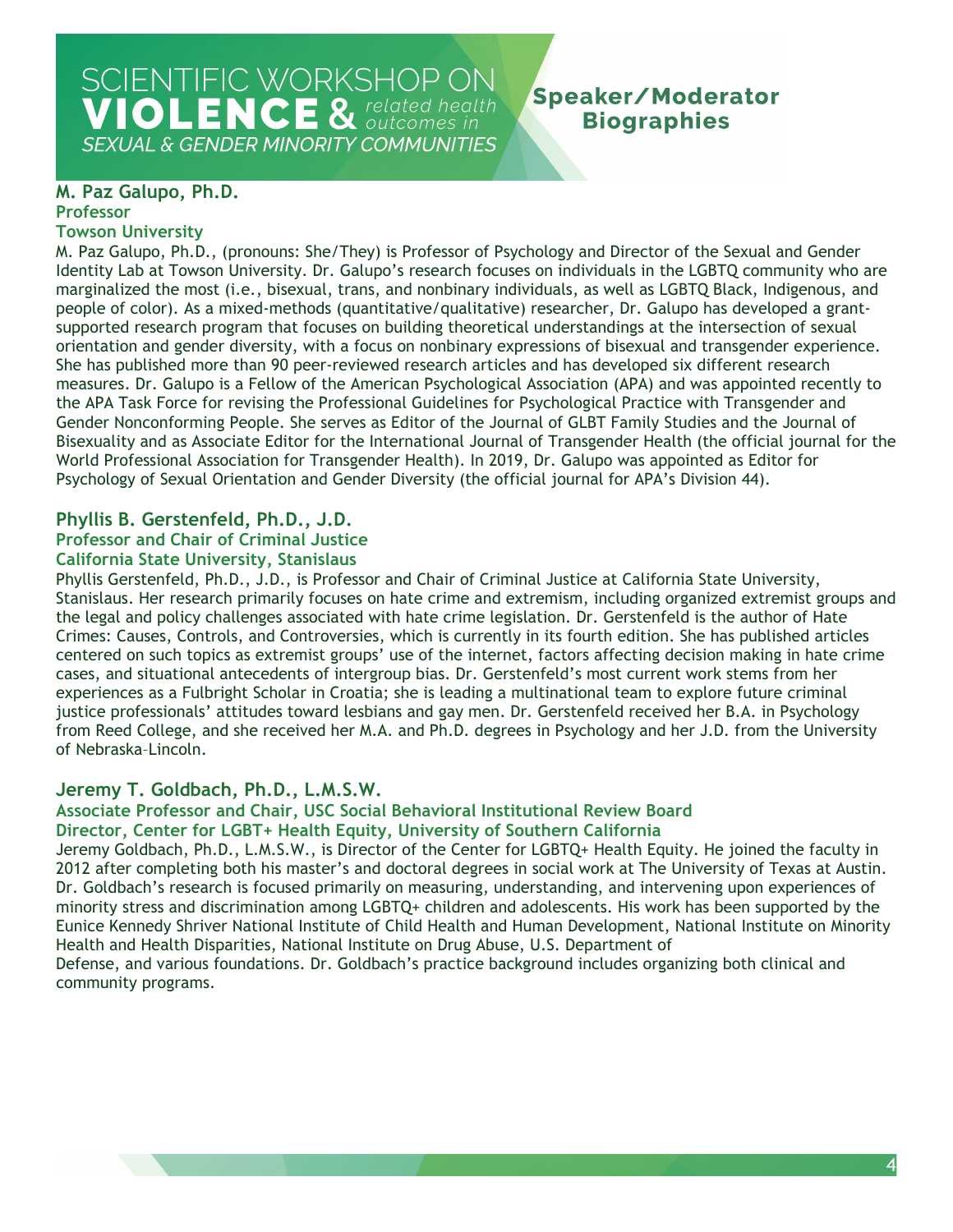## M. Paz Galupo, Ph.D.

**Professor**
**Towson University**

M. Paz Galupo, Ph.D., (pronouns: She/They) is Professor of Psychology and Director of the Sexual and Gender Identity Lab at Towson University. Dr. Galupo's research focuses on individuals in the LGBTQ community who are marginalized the most (i.e., bisexual, trans, and nonbinary individuals, as well as LGBTQ Black, Indigenous, and people of color). As a mixed-methods (quantitative/qualitative) researcher, Dr. Galupo has developed a grant-supported research program that focuses on building theoretical understandings at the intersection of sexual orientation and gender diversity, with a focus on nonbinary expressions of bisexual and transgender experience. She has published more than 90 peer-reviewed research articles and has developed six different research measures. Dr. Galupo is a Fellow of the American Psychological Association (APA) and was appointed recently to the APA Task Force for revising the Professional Guidelines for Psychological Practice with Transgender and Gender Nonconforming People. She serves as Editor of the Journal of GLBT Family Studies and the Journal of Bisexuality and as Associate Editor for the International Journal of Transgender Health (the official journal for the World Professional Association for Transgender Health). In 2019, Dr. Galupo was appointed as Editor for Psychology of Sexual Orientation and Gender Diversity (the official journal for APA's Division 44).

## Phyllis B. Gerstenfeld, Ph.D., J.D.

**Professor and Chair of Criminal Justice**
**California State University, Stanislaus**

Phyllis Gerstenfeld, Ph.D., J.D., is Professor and Chair of Criminal Justice at California State University, Stanislaus. Her research primarily focuses on hate crime and extremism, including organized extremist groups and the legal and policy challenges associated with hate crime legislation. Dr. Gerstenfeld is the author of Hate Crimes: Causes, Controls, and Controversies, which is currently in its fourth edition. She has published articles centered on such topics as extremist groups' use of the internet, factors affecting decision making in hate crime cases, and situational antecedents of intergroup bias. Dr. Gerstenfeld's most current work stems from her experiences as a Fulbright Scholar in Croatia; she is leading a multinational team to explore future criminal justice professionals' attitudes toward lesbians and gay men. Dr. Gerstenfeld received her B.A. in Psychology from Reed College, and she received her M.A. and Ph.D. degrees in Psychology and her J.D. from the University of Nebraska–Lincoln.

## Jeremy T. Goldbach, Ph.D., L.M.S.W.

**Associate Professor and Chair, USC Social Behavioral Institutional Review Board**
**Director, Center for LGBT+ Health Equity, University of Southern California**

Jeremy Goldbach, Ph.D., L.M.S.W., is Director of the Center for LGBTQ+ Health Equity. He joined the faculty in 2012 after completing both his master's and doctoral degrees in social work at The University of Texas at Austin. Dr. Goldbach's research is focused primarily on measuring, understanding, and intervening upon experiences of minority stress and discrimination among LGBTQ+ children and adolescents. His work has been supported by the Eunice Kennedy Shriver National Institute of Child Health and Human Development, National Institute on Minority Health and Health Disparities, National Institute on Drug Abuse, U.S. Department of Defense, and various foundations. Dr. Goldbach's practice background includes organizing both clinical and community programs.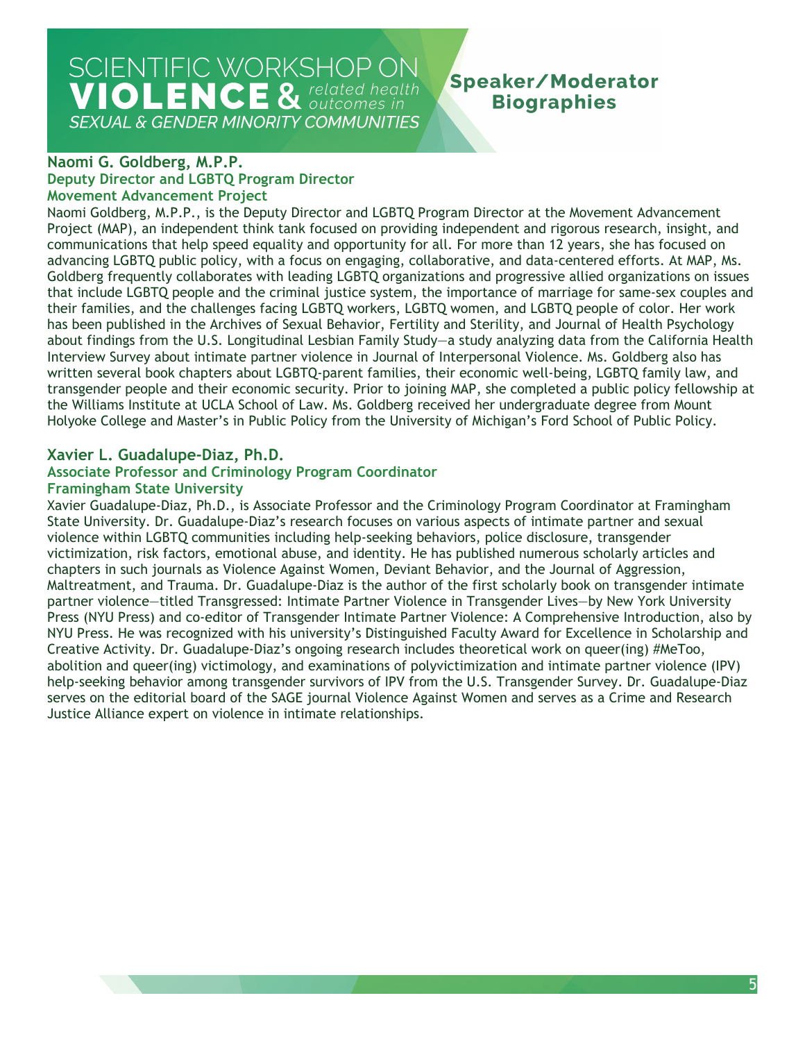## Naomi G. Goldberg, M.P.P.

**Deputy Director and LGBTQ Program Director**
**Movement Advancement Project**

Naomi Goldberg, M.P.P., is the Deputy Director and LGBTQ Program Director at the Movement Advancement Project (MAP), an independent think tank focused on providing independent and rigorous research, insight, and communications that help speed equality and opportunity for all. For more than 12 years, she has focused on advancing LGBTQ public policy, with a focus on engaging, collaborative, and data-centered efforts. At MAP, Ms. Goldberg frequently collaborates with leading LGBTQ organizations and progressive allied organizations on issues that include LGBTQ people and the criminal justice system, the importance of marriage for same-sex couples and their families, and the challenges facing LGBTQ workers, LGBTQ women, and LGBTQ people of color. Her work has been published in the Archives of Sexual Behavior, Fertility and Sterility, and Journal of Health Psychology about findings from the U.S. Longitudinal Lesbian Family Study—a study analyzing data from the California Health Interview Survey about intimate partner violence in Journal of Interpersonal Violence. Ms. Goldberg also has written several book chapters about LGBTQ-parent families, their economic well-being, LGBTQ family law, and transgender people and their economic security. Prior to joining MAP, she completed a public policy fellowship at the Williams Institute at UCLA School of Law. Ms. Goldberg received her undergraduate degree from Mount Holyoke College and Master's in Public Policy from the University of Michigan's Ford School of Public Policy.

## Xavier L. Guadalupe-Diaz, Ph.D.

**Associate Professor and Criminology Program Coordinator**
**Framingham State University**

Xavier Guadalupe-Diaz, Ph.D., is Associate Professor and the Criminology Program Coordinator at Framingham State University. Dr. Guadalupe-Diaz's research focuses on various aspects of intimate partner and sexual violence within LGBTQ communities including help-seeking behaviors, police disclosure, transgender victimization, risk factors, emotional abuse, and identity. He has published numerous scholarly articles and chapters in such journals as Violence Against Women, Deviant Behavior, and the Journal of Aggression, Maltreatment, and Trauma. Dr. Guadalupe-Diaz is the author of the first scholarly book on transgender intimate partner violence—titled Transgressed: Intimate Partner Violence in Transgender Lives—by New York University Press (NYU Press) and co-editor of Transgender Intimate Partner Violence: A Comprehensive Introduction, also by NYU Press. He was recognized with his university's Distinguished Faculty Award for Excellence in Scholarship and Creative Activity. Dr. Guadalupe-Diaz's ongoing research includes theoretical work on queer(ing) #MeToo, abolition and queer(ing) victimology, and examinations of polyvictimization and intimate partner violence (IPV) help-seeking behavior among transgender survivors of IPV from the U.S. Transgender Survey. Dr. Guadalupe-Diaz serves on the editorial board of the SAGE journal Violence Against Women and serves as a Crime and Research Justice Alliance expert on violence in intimate relationships.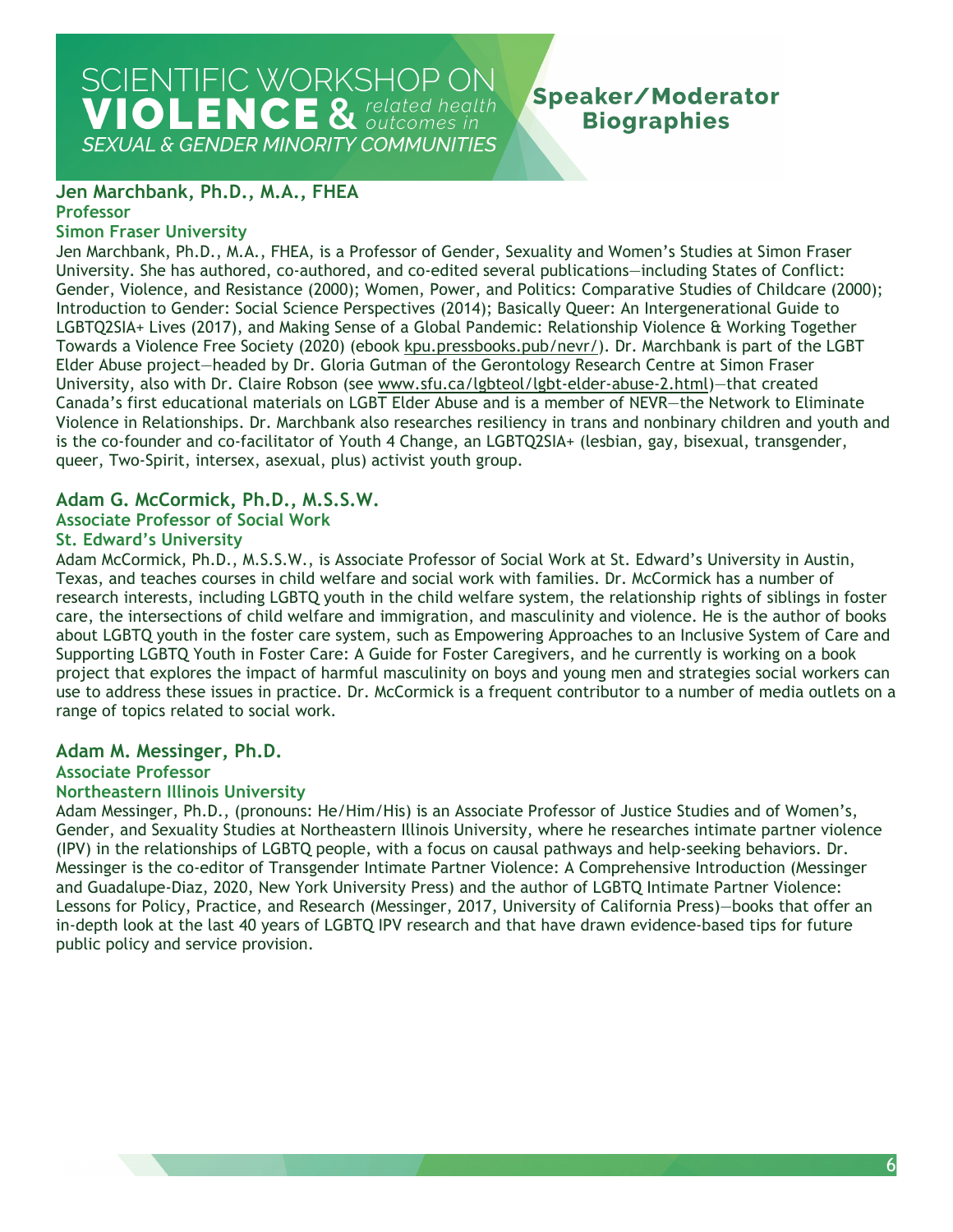## Jen Marchbank, Ph.D., M.A., FHEA

**Professor**

**Simon Fraser University**

Jen Marchbank, Ph.D., M.A., FHEA, is a Professor of Gender, Sexuality and Women's Studies at Simon Fraser University. She has authored, co-authored, and co-edited several publications—including States of Conflict: Gender, Violence, and Resistance (2000); Women, Power, and Politics: Comparative Studies of Childcare (2000); Introduction to Gender: Social Science Perspectives (2014); Basically Queer: An Intergenerational Guide to LGBTQ2SIA+ Lives (2017), and Making Sense of a Global Pandemic: Relationship Violence & Working Together Towards a Violence Free Society (2020) (ebook kpu.pressbooks.pub/nevr/). Dr. Marchbank is part of the LGBT Elder Abuse project—headed by Dr. Gloria Gutman of the Gerontology Research Centre at Simon Fraser University, also with Dr. Claire Robson (see www.sfu.ca/lgbteol/lgbt-elder-abuse-2.html)—that created Canada's first educational materials on LGBT Elder Abuse and is a member of NEVR—the Network to Eliminate Violence in Relationships. Dr. Marchbank also researches resiliency in trans and nonbinary children and youth and is the co-founder and co-facilitator of Youth 4 Change, an LGBTQ2SIA+ (lesbian, gay, bisexual, transgender, queer, Two-Spirit, intersex, asexual, plus) activist youth group.

## Adam G. McCormick, Ph.D., M.S.S.W.

**Associate Professor of Social Work**

**St. Edward's University**

Adam McCormick, Ph.D., M.S.S.W., is Associate Professor of Social Work at St. Edward's University in Austin, Texas, and teaches courses in child welfare and social work with families. Dr. McCormick has a number of research interests, including LGBTQ youth in the child welfare system, the relationship rights of siblings in foster care, the intersections of child welfare and immigration, and masculinity and violence. He is the author of books about LGBTQ youth in the foster care system, such as Empowering Approaches to an Inclusive System of Care and Supporting LGBTQ Youth in Foster Care: A Guide for Foster Caregivers, and he currently is working on a book project that explores the impact of harmful masculinity on boys and young men and strategies social workers can use to address these issues in practice. Dr. McCormick is a frequent contributor to a number of media outlets on a range of topics related to social work.

## Adam M. Messinger, Ph.D.

**Associate Professor**

**Northeastern Illinois University**

Adam Messinger, Ph.D., (pronouns: He/Him/His) is an Associate Professor of Justice Studies and of Women's, Gender, and Sexuality Studies at Northeastern Illinois University, where he researches intimate partner violence (IPV) in the relationships of LGBTQ people, with a focus on causal pathways and help-seeking behaviors. Dr. Messinger is the co-editor of Transgender Intimate Partner Violence: A Comprehensive Introduction (Messinger and Guadalupe-Diaz, 2020, New York University Press) and the author of LGBTQ Intimate Partner Violence: Lessons for Policy, Practice, and Research (Messinger, 2017, University of California Press)—books that offer an in-depth look at the last 40 years of LGBTQ IPV research and that have drawn evidence-based tips for future public policy and service provision.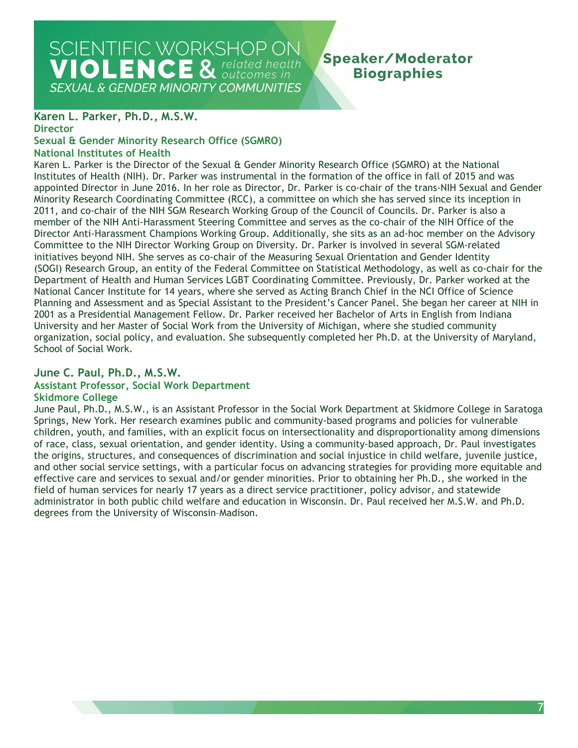## Karen L. Parker, Ph.D., M.S.W.

**Director**
**Sexual & Gender Minority Research Office (SGMRO)**
**National Institutes of Health**

Karen L. Parker is the Director of the Sexual & Gender Minority Research Office (SGMRO) at the National Institutes of Health (NIH). Dr. Parker was instrumental in the formation of the office in fall of 2015 and was appointed Director in June 2016. In her role as Director, Dr. Parker is co-chair of the trans-NIH Sexual and Gender Minority Research Coordinating Committee (RCC), a committee on which she has served since its inception in 2011, and co-chair of the NIH SGM Research Working Group of the Council of Councils. Dr. Parker is also a member of the NIH Anti-Harassment Steering Committee and serves as the co-chair of the NIH Office of the Director Anti-Harassment Champions Working Group. Additionally, she sits as an ad-hoc member on the Advisory Committee to the NIH Director Working Group on Diversity. Dr. Parker is involved in several SGM-related initiatives beyond NIH. She serves as co-chair of the Measuring Sexual Orientation and Gender Identity (SOGI) Research Group, an entity of the Federal Committee on Statistical Methodology, as well as co-chair for the Department of Health and Human Services LGBT Coordinating Committee. Previously, Dr. Parker worked at the National Cancer Institute for 14 years, where she served as Acting Branch Chief in the NCI Office of Science Planning and Assessment and as Special Assistant to the President's Cancer Panel. She began her career at NIH in 2001 as a Presidential Management Fellow. Dr. Parker received her Bachelor of Arts in English from Indiana University and her Master of Social Work from the University of Michigan, where she studied community organization, social policy, and evaluation. She subsequently completed her Ph.D. at the University of Maryland, School of Social Work.

## June C. Paul, Ph.D., M.S.W.

**Assistant Professor, Social Work Department**
**Skidmore College**

June Paul, Ph.D., M.S.W., is an Assistant Professor in the Social Work Department at Skidmore College in Saratoga Springs, New York. Her research examines public and community-based programs and policies for vulnerable children, youth, and families, with an explicit focus on intersectionality and disproportionality among dimensions of race, class, sexual orientation, and gender identity. Using a community-based approach, Dr. Paul investigates the origins, structures, and consequences of discrimination and social injustice in child welfare, juvenile justice, and other social service settings, with a particular focus on advancing strategies for providing more equitable and effective care and services to sexual and/or gender minorities. Prior to obtaining her Ph.D., she worked in the field of human services for nearly 17 years as a direct service practitioner, policy advisor, and statewide administrator in both public child welfare and education in Wisconsin. Dr. Paul received her M.S.W. and Ph.D. degrees from the University of Wisconsin–Madison.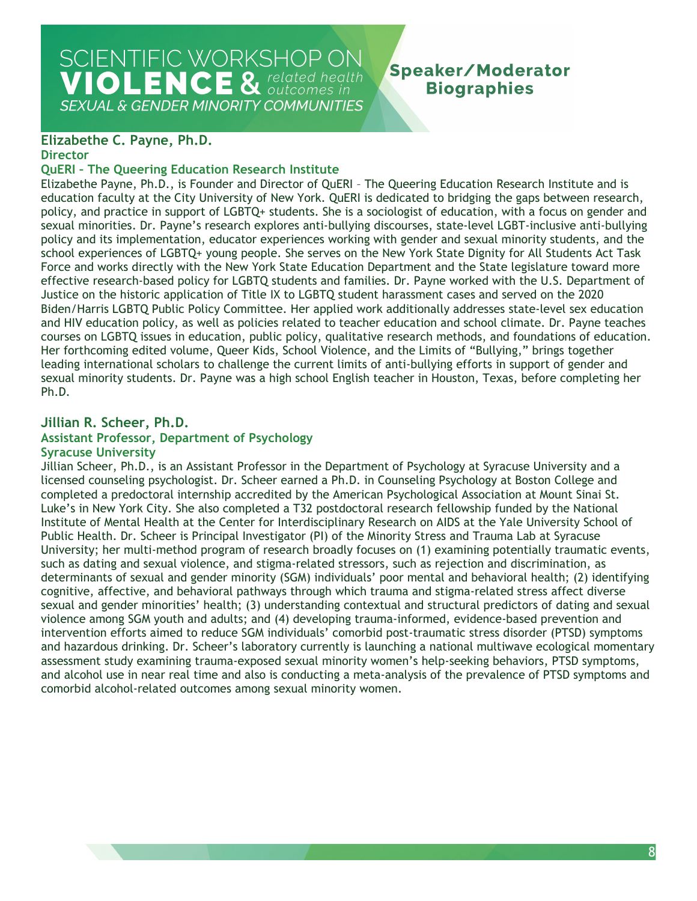## Elizabethe C. Payne, Ph.D.

**Director**

**QuERI – The Queering Education Research Institute**

Elizabethe Payne, Ph.D., is Founder and Director of QuERI – The Queering Education Research Institute and is education faculty at the City University of New York. QuERI is dedicated to bridging the gaps between research, policy, and practice in support of LGBTQ+ students. She is a sociologist of education, with a focus on gender and sexual minorities. Dr. Payne's research explores anti-bullying discourses, state-level LGBT-inclusive anti-bullying policy and its implementation, educator experiences working with gender and sexual minority students, and the school experiences of LGBTQ+ young people. She serves on the New York State Dignity for All Students Act Task Force and works directly with the New York State Education Department and the State legislature toward more effective research-based policy for LGBTQ students and families. Dr. Payne worked with the U.S. Department of Justice on the historic application of Title IX to LGBTQ student harassment cases and served on the 2020 Biden/Harris LGBTQ Public Policy Committee. Her applied work additionally addresses state-level sex education and HIV education policy, as well as policies related to teacher education and school climate. Dr. Payne teaches courses on LGBTQ issues in education, public policy, qualitative research methods, and foundations of education. Her forthcoming edited volume, Queer Kids, School Violence, and the Limits of "Bullying," brings together leading international scholars to challenge the current limits of anti-bullying efforts in support of gender and sexual minority students. Dr. Payne was a high school English teacher in Houston, Texas, before completing her Ph.D.

## Jillian R. Scheer, Ph.D.

**Assistant Professor, Department of Psychology**

**Syracuse University**

Jillian Scheer, Ph.D., is an Assistant Professor in the Department of Psychology at Syracuse University and a licensed counseling psychologist. Dr. Scheer earned a Ph.D. in Counseling Psychology at Boston College and completed a predoctoral internship accredited by the American Psychological Association at Mount Sinai St. Luke's in New York City. She also completed a T32 postdoctoral research fellowship funded by the National Institute of Mental Health at the Center for Interdisciplinary Research on AIDS at the Yale University School of Public Health. Dr. Scheer is Principal Investigator (PI) of the Minority Stress and Trauma Lab at Syracuse University; her multi-method program of research broadly focuses on (1) examining potentially traumatic events, such as dating and sexual violence, and stigma-related stressors, such as rejection and discrimination, as determinants of sexual and gender minority (SGM) individuals' poor mental and behavioral health; (2) identifying cognitive, affective, and behavioral pathways through which trauma and stigma-related stress affect diverse sexual and gender minorities' health; (3) understanding contextual and structural predictors of dating and sexual violence among SGM youth and adults; and (4) developing trauma-informed, evidence-based prevention and intervention efforts aimed to reduce SGM individuals' comorbid post-traumatic stress disorder (PTSD) symptoms and hazardous drinking. Dr. Scheer's laboratory currently is launching a national multiwave ecological momentary assessment study examining trauma-exposed sexual minority women's help-seeking behaviors, PTSD symptoms, and alcohol use in near real time and also is conducting a meta-analysis of the prevalence of PTSD symptoms and comorbid alcohol-related outcomes among sexual minority women.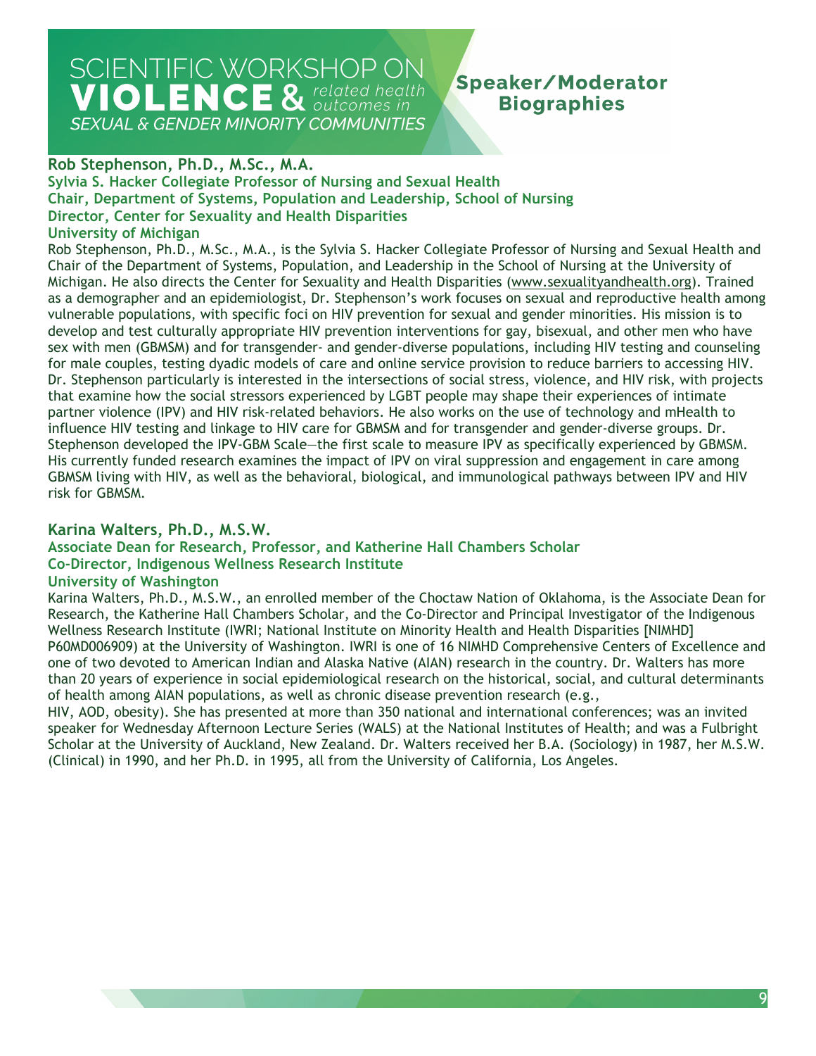## Rob Stephenson, Ph.D., M.Sc., M.A.

**Sylvia S. Hacker Collegiate Professor of Nursing and Sexual Health**
**Chair, Department of Systems, Population and Leadership, School of Nursing**
**Director, Center for Sexuality and Health Disparities**
**University of Michigan**

Rob Stephenson, Ph.D., M.Sc., M.A., is the Sylvia S. Hacker Collegiate Professor of Nursing and Sexual Health and Chair of the Department of Systems, Population, and Leadership in the School of Nursing at the University of Michigan. He also directs the Center for Sexuality and Health Disparities (www.sexualityandhealth.org). Trained as a demographer and an epidemiologist, Dr. Stephenson's work focuses on sexual and reproductive health among vulnerable populations, with specific foci on HIV prevention for sexual and gender minorities. His mission is to develop and test culturally appropriate HIV prevention interventions for gay, bisexual, and other men who have sex with men (GBMSM) and for transgender- and gender-diverse populations, including HIV testing and counseling for male couples, testing dyadic models of care and online service provision to reduce barriers to accessing HIV. Dr. Stephenson particularly is interested in the intersections of social stress, violence, and HIV risk, with projects that examine how the social stressors experienced by LGBT people may shape their experiences of intimate partner violence (IPV) and HIV risk-related behaviors. He also works on the use of technology and mHealth to influence HIV testing and linkage to HIV care for GBMSM and for transgender and gender-diverse groups. Dr. Stephenson developed the IPV-GBM Scale—the first scale to measure IPV as specifically experienced by GBMSM. His currently funded research examines the impact of IPV on viral suppression and engagement in care among GBMSM living with HIV, as well as the behavioral, biological, and immunological pathways between IPV and HIV risk for GBMSM.

## Karina Walters, Ph.D., M.S.W.

**Associate Dean for Research, Professor, and Katherine Hall Chambers Scholar**
**Co-Director, Indigenous Wellness Research Institute**
**University of Washington**

Karina Walters, Ph.D., M.S.W., an enrolled member of the Choctaw Nation of Oklahoma, is the Associate Dean for Research, the Katherine Hall Chambers Scholar, and the Co-Director and Principal Investigator of the Indigenous Wellness Research Institute (IWRI; National Institute on Minority Health and Health Disparities [NIMHD] P60MD006909) at the University of Washington. IWRI is one of 16 NIMHD Comprehensive Centers of Excellence and one of two devoted to American Indian and Alaska Native (AIAN) research in the country. Dr. Walters has more than 20 years of experience in social epidemiological research on the historical, social, and cultural determinants of health among AIAN populations, as well as chronic disease prevention research (e.g., HIV, AOD, obesity). She has presented at more than 350 national and international conferences; was an invited speaker for Wednesday Afternoon Lecture Series (WALS) at the National Institutes of Health; and was a Fulbright Scholar at the University of Auckland, New Zealand. Dr. Walters received her B.A. (Sociology) in 1987, her M.S.W. (Clinical) in 1990, and her Ph.D. in 1995, all from the University of California, Los Angeles.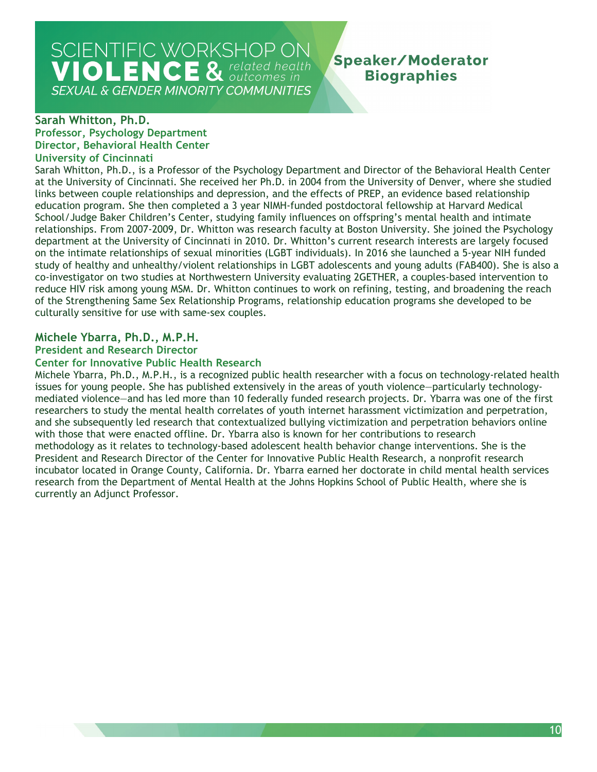## Sarah Whitton, Ph.D.

**Professor, Psychology Department**
**Director, Behavioral Health Center**
**University of Cincinnati**

Sarah Whitton, Ph.D., is a Professor of the Psychology Department and Director of the Behavioral Health Center at the University of Cincinnati. She received her Ph.D. in 2004 from the University of Denver, where she studied links between couple relationships and depression, and the effects of PREP, an evidence based relationship education program. She then completed a 3 year NIMH-funded postdoctoral fellowship at Harvard Medical School/Judge Baker Children's Center, studying family influences on offspring's mental health and intimate relationships. From 2007-2009, Dr. Whitton was research faculty at Boston University. She joined the Psychology department at the University of Cincinnati in 2010. Dr. Whitton's current research interests are largely focused on the intimate relationships of sexual minorities (LGBT individuals). In 2016 she launched a 5-year NIH funded study of healthy and unhealthy/violent relationships in LGBT adolescents and young adults (FAB400). She is also a co-investigator on two studies at Northwestern University evaluating 2GETHER, a couples-based intervention to reduce HIV risk among young MSM. Dr. Whitton continues to work on refining, testing, and broadening the reach of the Strengthening Same Sex Relationship Programs, relationship education programs she developed to be culturally sensitive for use with same-sex couples.

## Michele Ybarra, Ph.D., M.P.H.

**President and Research Director**
**Center for Innovative Public Health Research**

Michele Ybarra, Ph.D., M.P.H., is a recognized public health researcher with a focus on technology-related health issues for young people. She has published extensively in the areas of youth violence—particularly technology-mediated violence—and has led more than 10 federally funded research projects. Dr. Ybarra was one of the first researchers to study the mental health correlates of youth internet harassment victimization and perpetration, and she subsequently led research that contextualized bullying victimization and perpetration behaviors online with those that were enacted offline. Dr. Ybarra also is known for her contributions to research methodology as it relates to technology-based adolescent health behavior change interventions. She is the President and Research Director of the Center for Innovative Public Health Research, a nonprofit research incubator located in Orange County, California. Dr. Ybarra earned her doctorate in child mental health services research from the Department of Mental Health at the Johns Hopkins School of Public Health, where she is currently an Adjunct Professor.